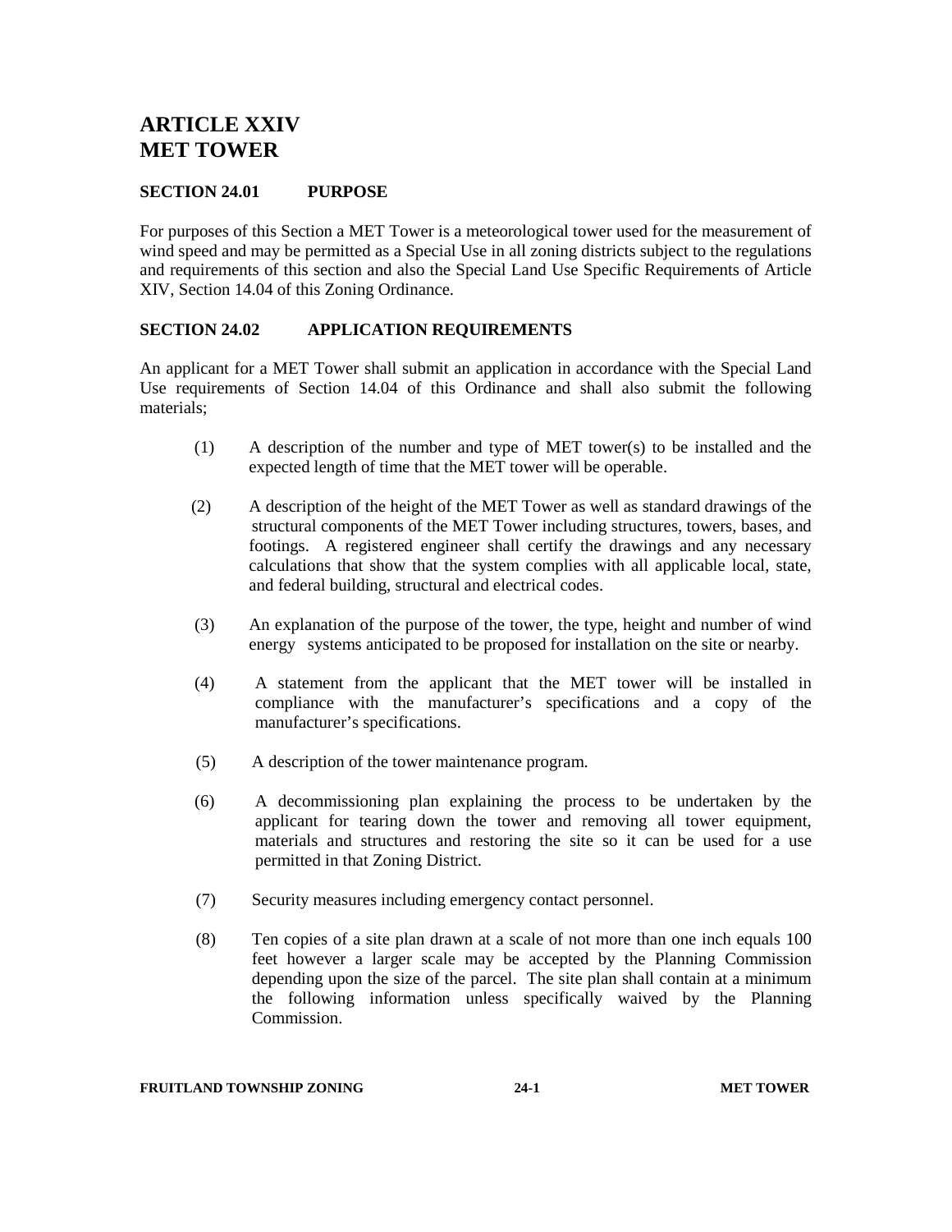# ARTICLE XXIV
# MET TOWER

## SECTION 24.01 PURPOSE

For purposes of this Section a MET Tower is a meteorological tower used for the measurement of wind speed and may be permitted as a Special Use in all zoning districts subject to the regulations and requirements of this section and also the Special Land Use Specific Requirements of Article XIV, Section 14.04 of this Zoning Ordinance.

## SECTION 24.02 APPLICATION REQUIREMENTS

An applicant for a MET Tower shall submit an application in accordance with the Special Land Use requirements of Section 14.04 of this Ordinance and shall also submit the following materials;

(1) A description of the number and type of MET tower(s) to be installed and the expected length of time that the MET tower will be operable.

(2) A description of the height of the MET Tower as well as standard drawings of the structural components of the MET Tower including structures, towers, bases, and footings. A registered engineer shall certify the drawings and any necessary calculations that show that the system complies with all applicable local, state, and federal building, structural and electrical codes.

(3) An explanation of the purpose of the tower, the type, height and number of wind energy systems anticipated to be proposed for installation on the site or nearby.

(4) A statement from the applicant that the MET tower will be installed in compliance with the manufacturer's specifications and a copy of the manufacturer's specifications.

(5) A description of the tower maintenance program.

(6) A decommissioning plan explaining the process to be undertaken by the applicant for tearing down the tower and removing all tower equipment, materials and structures and restoring the site so it can be used for a use permitted in that Zoning District.

(7) Security measures including emergency contact personnel.

(8) Ten copies of a site plan drawn at a scale of not more than one inch equals 100 feet however a larger scale may be accepted by the Planning Commission depending upon the size of the parcel. The site plan shall contain at a minimum the following information unless specifically waived by the Planning Commission.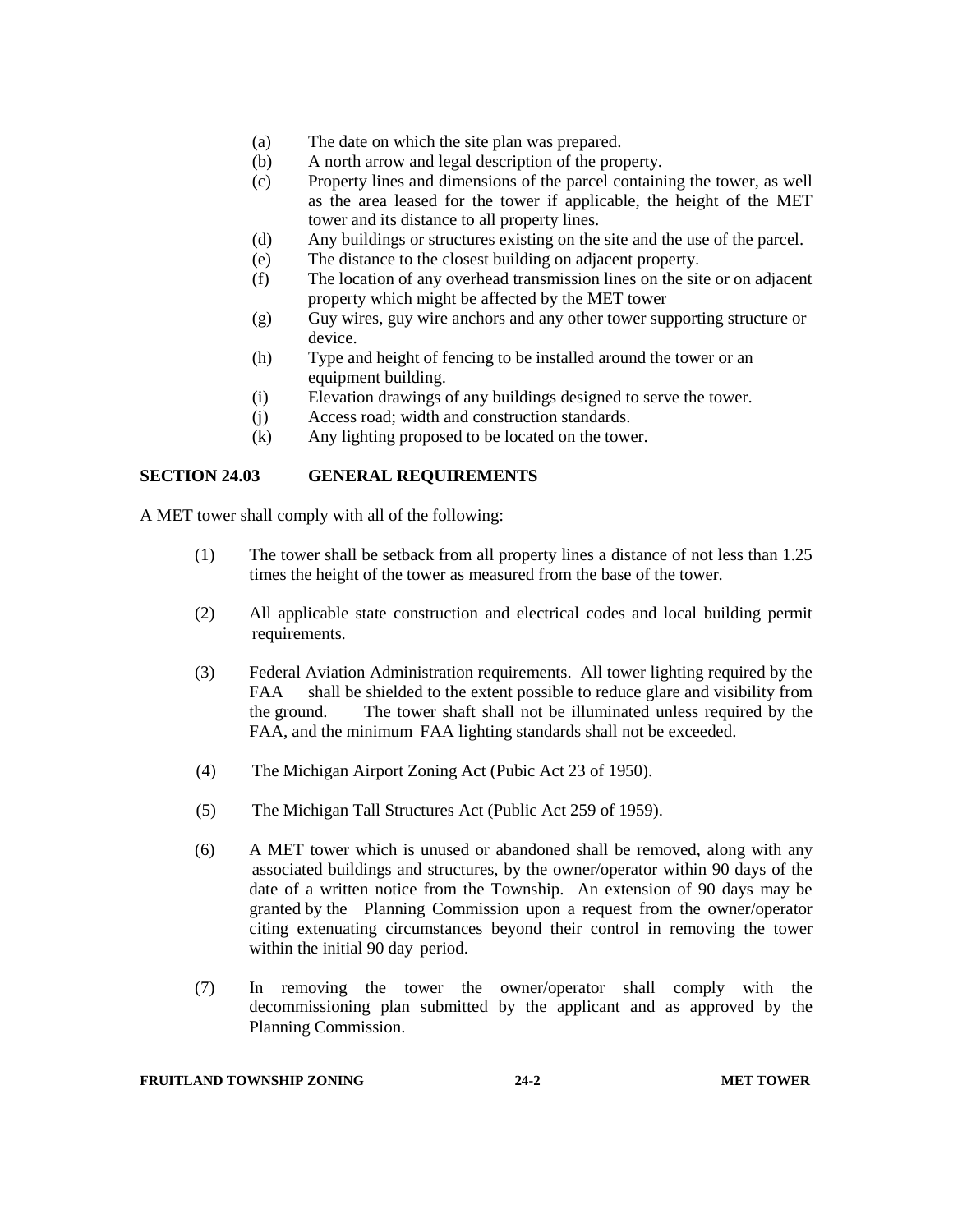(a) The date on which the site plan was prepared.
(b) A north arrow and legal description of the property.
(c) Property lines and dimensions of the parcel containing the tower, as well as the area leased for the tower if applicable, the height of the MET tower and its distance to all property lines.
(d) Any buildings or structures existing on the site and the use of the parcel.
(e) The distance to the closest building on adjacent property.
(f) The location of any overhead transmission lines on the site or on adjacent property which might be affected by the MET tower
(g) Guy wires, guy wire anchors and any other tower supporting structure or device.
(h) Type and height of fencing to be installed around the tower or an equipment building.
(i) Elevation drawings of any buildings designed to serve the tower.
(j) Access road; width and construction standards.
(k) Any lighting proposed to be located on the tower.

## SECTION 24.03 GENERAL REQUIREMENTS

A MET tower shall comply with all of the following:

(1) The tower shall be setback from all property lines a distance of not less than 1.25 times the height of the tower as measured from the base of the tower.

(2) All applicable state construction and electrical codes and local building permit requirements.

(3) Federal Aviation Administration requirements. All tower lighting required by the FAA shall be shielded to the extent possible to reduce glare and visibility from the ground. The tower shaft shall not be illuminated unless required by the FAA, and the minimum FAA lighting standards shall not be exceeded.

(4) The Michigan Airport Zoning Act (Pubic Act 23 of 1950).

(5) The Michigan Tall Structures Act (Public Act 259 of 1959).

(6) A MET tower which is unused or abandoned shall be removed, along with any associated buildings and structures, by the owner/operator within 90 days of the date of a written notice from the Township. An extension of 90 days may be granted by the Planning Commission upon a request from the owner/operator citing extenuating circumstances beyond their control in removing the tower within the initial 90 day period.

(7) In removing the tower the owner/operator shall comply with the decommissioning plan submitted by the applicant and as approved by the Planning Commission.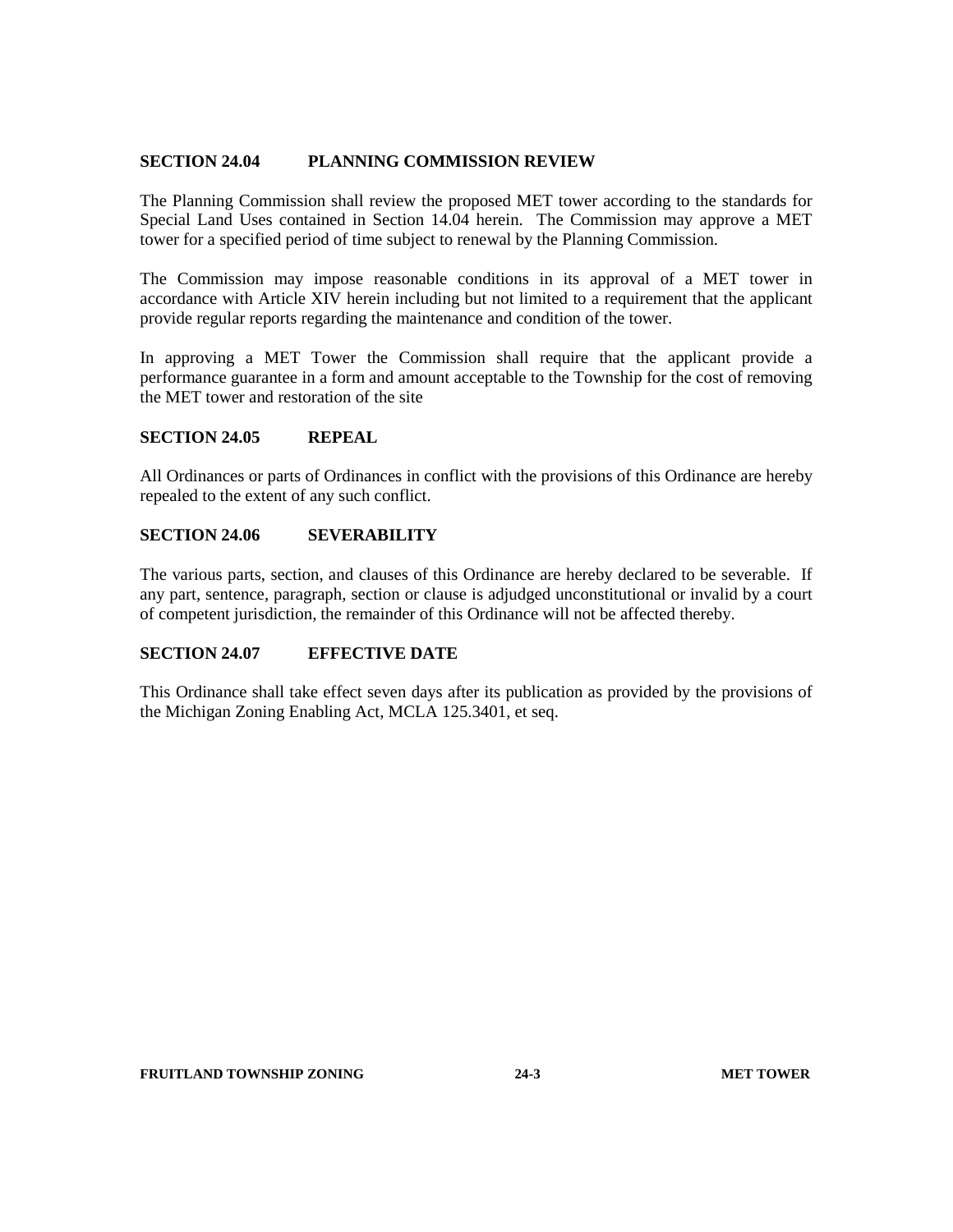## SECTION 24.04 PLANNING COMMISSION REVIEW

The Planning Commission shall review the proposed MET tower according to the standards for Special Land Uses contained in Section 14.04 herein. The Commission may approve a MET tower for a specified period of time subject to renewal by the Planning Commission.

The Commission may impose reasonable conditions in its approval of a MET tower in accordance with Article XIV herein including but not limited to a requirement that the applicant provide regular reports regarding the maintenance and condition of the tower.

In approving a MET Tower the Commission shall require that the applicant provide a performance guarantee in a form and amount acceptable to the Township for the cost of removing the MET tower and restoration of the site

## SECTION 24.05 REPEAL

All Ordinances or parts of Ordinances in conflict with the provisions of this Ordinance are hereby repealed to the extent of any such conflict.

## SECTION 24.06 SEVERABILITY

The various parts, section, and clauses of this Ordinance are hereby declared to be severable. If any part, sentence, paragraph, section or clause is adjudged unconstitutional or invalid by a court of competent jurisdiction, the remainder of this Ordinance will not be affected thereby.

## SECTION 24.07 EFFECTIVE DATE

This Ordinance shall take effect seven days after its publication as provided by the provisions of the Michigan Zoning Enabling Act, MCLA 125.3401, et seq.